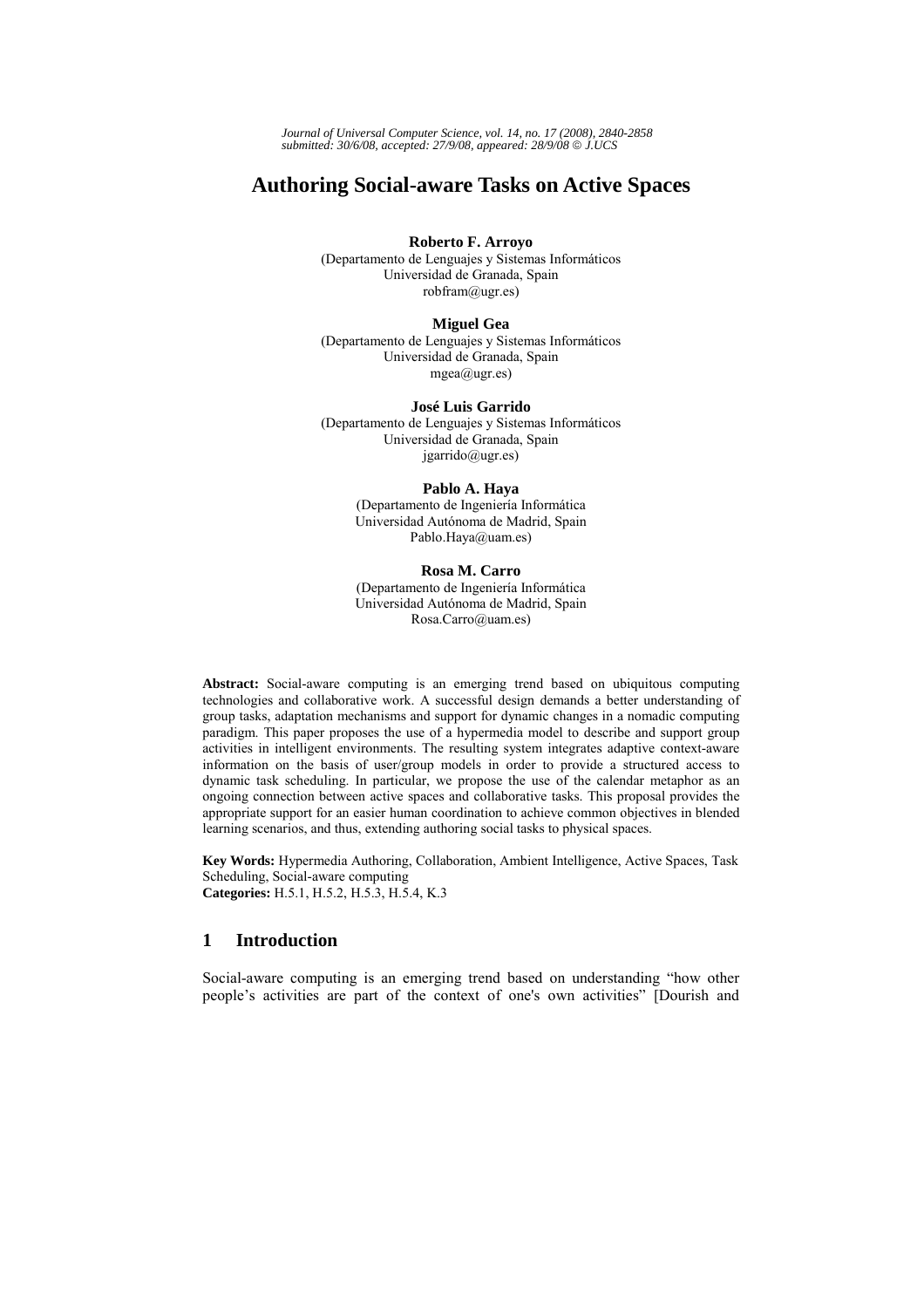# Authoring Social-aware Tasks on Active Spaces

**Roberto F. Arroyo**
(Departamento de Lenguajes y Sistemas Informáticos
Universidad de Granada, Spain
robfram@ugr.es)

**Miguel Gea**
(Departamento de Lenguajes y Sistemas Informáticos
Universidad de Granada, Spain
mgea@ugr.es)

**José Luis Garrido**
(Departamento de Lenguajes y Sistemas Informáticos
Universidad de Granada, Spain
jgarrido@ugr.es)

**Pablo A. Haya**
(Departamento de Ingeniería Informática
Universidad Autónoma de Madrid, Spain
Pablo.Haya@uam.es)

**Rosa M. Carro**
(Departamento de Ingeniería Informática
Universidad Autónoma de Madrid, Spain
Rosa.Carro@uam.es)

**Abstract:** Social-aware computing is an emerging trend based on ubiquitous computing technologies and collaborative work. A successful design demands a better understanding of group tasks, adaptation mechanisms and support for dynamic changes in a nomadic computing paradigm. This paper proposes the use of a hypermedia model to describe and support group activities in intelligent environments. The resulting system integrates adaptive context-aware information on the basis of user/group models in order to provide a structured access to dynamic task scheduling. In particular, we propose the use of the calendar metaphor as an ongoing connection between active spaces and collaborative tasks. This proposal provides the appropriate support for an easier human coordination to achieve common objectives in blended learning scenarios, and thus, extending authoring social tasks to physical spaces.

**Key Words:** Hypermedia Authoring, Collaboration, Ambient Intelligence, Active Spaces, Task Scheduling, Social-aware computing
**Categories:** H.5.1, H.5.2, H.5.3, H.5.4, K.3

## 1 Introduction

Social-aware computing is an emerging trend based on understanding "how other people's activities are part of the context of one's own activities" [Dourish and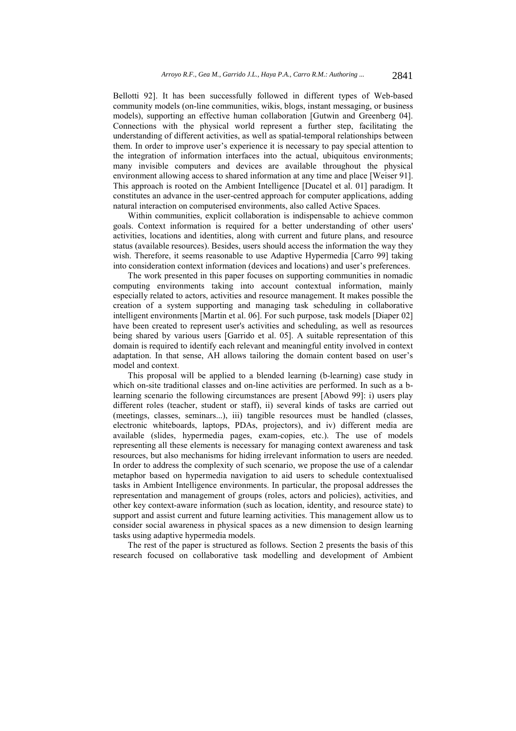Bellotti 92]. It has been successfully followed in different types of Web-based community models (on-line communities, wikis, blogs, instant messaging, or business models), supporting an effective human collaboration [Gutwin and Greenberg 04]. Connections with the physical world represent a further step, facilitating the understanding of different activities, as well as spatial-temporal relationships between them. In order to improve user's experience it is necessary to pay special attention to the integration of information interfaces into the actual, ubiquitous environments; many invisible computers and devices are available throughout the physical environment allowing access to shared information at any time and place [Weiser 91]. This approach is rooted on the Ambient Intelligence [Ducatel et al. 01] paradigm. It constitutes an advance in the user-centred approach for computer applications, adding natural interaction on computerised environments, also called Active Spaces.

Within communities, explicit collaboration is indispensable to achieve common goals. Context information is required for a better understanding of other users' activities, locations and identities, along with current and future plans, and resource status (available resources). Besides, users should access the information the way they wish. Therefore, it seems reasonable to use Adaptive Hypermedia [Carro 99] taking into consideration context information (devices and locations) and user's preferences.

The work presented in this paper focuses on supporting communities in nomadic computing environments taking into account contextual information, mainly especially related to actors, activities and resource management. It makes possible the creation of a system supporting and managing task scheduling in collaborative intelligent environments [Martin et al. 06]. For such purpose, task models [Diaper 02] have been created to represent user's activities and scheduling, as well as resources being shared by various users [Garrido et al. 05]. A suitable representation of this domain is required to identify each relevant and meaningful entity involved in context adaptation. In that sense, AH allows tailoring the domain content based on user's model and context.

This proposal will be applied to a blended learning (b-learning) case study in which on-site traditional classes and on-line activities are performed. In such as a b-learning scenario the following circumstances are present [Abowd 99]: i) users play different roles (teacher, student or staff), ii) several kinds of tasks are carried out (meetings, classes, seminars...), iii) tangible resources must be handled (classes, electronic whiteboards, laptops, PDAs, projectors), and iv) different media are available (slides, hypermedia pages, exam-copies, etc.). The use of models representing all these elements is necessary for managing context awareness and task resources, but also mechanisms for hiding irrelevant information to users are needed. In order to address the complexity of such scenario, we propose the use of a calendar metaphor based on hypermedia navigation to aid users to schedule contextualised tasks in Ambient Intelligence environments. In particular, the proposal addresses the representation and management of groups (roles, actors and policies), activities, and other key context-aware information (such as location, identity, and resource state) to support and assist current and future learning activities. This management allow us to consider social awareness in physical spaces as a new dimension to design learning tasks using adaptive hypermedia models.

The rest of the paper is structured as follows. Section 2 presents the basis of this research focused on collaborative task modelling and development of Ambient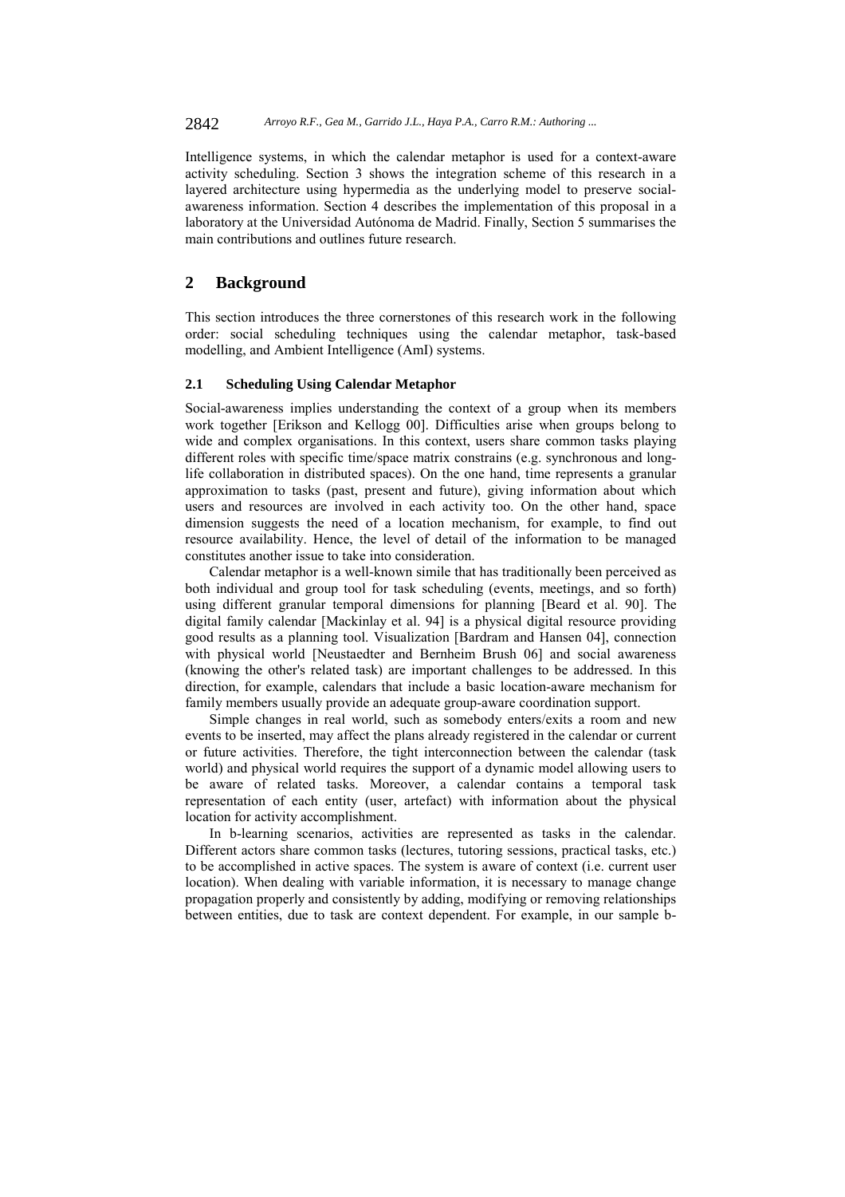Intelligence systems, in which the calendar metaphor is used for a context-aware activity scheduling. Section 3 shows the integration scheme of this research in a layered architecture using hypermedia as the underlying model to preserve social-awareness information. Section 4 describes the implementation of this proposal in a laboratory at the Universidad Autónoma de Madrid. Finally, Section 5 summarises the main contributions and outlines future research.

## 2 Background

This section introduces the three cornerstones of this research work in the following order: social scheduling techniques using the calendar metaphor, task-based modelling, and Ambient Intelligence (AmI) systems.

### 2.1 Scheduling Using Calendar Metaphor

Social-awareness implies understanding the context of a group when its members work together [Erikson and Kellogg 00]. Difficulties arise when groups belong to wide and complex organisations. In this context, users share common tasks playing different roles with specific time/space matrix constrains (e.g. synchronous and long-life collaboration in distributed spaces). On the one hand, time represents a granular approximation to tasks (past, present and future), giving information about which users and resources are involved in each activity too. On the other hand, space dimension suggests the need of a location mechanism, for example, to find out resource availability. Hence, the level of detail of the information to be managed constitutes another issue to take into consideration.

Calendar metaphor is a well-known simile that has traditionally been perceived as both individual and group tool for task scheduling (events, meetings, and so forth) using different granular temporal dimensions for planning [Beard et al. 90]. The digital family calendar [Mackinlay et al. 94] is a physical digital resource providing good results as a planning tool. Visualization [Bardram and Hansen 04], connection with physical world [Neustaedter and Bernheim Brush 06] and social awareness (knowing the other's related task) are important challenges to be addressed. In this direction, for example, calendars that include a basic location-aware mechanism for family members usually provide an adequate group-aware coordination support.

Simple changes in real world, such as somebody enters/exits a room and new events to be inserted, may affect the plans already registered in the calendar or current or future activities. Therefore, the tight interconnection between the calendar (task world) and physical world requires the support of a dynamic model allowing users to be aware of related tasks. Moreover, a calendar contains a temporal task representation of each entity (user, artefact) with information about the physical location for activity accomplishment.

In b-learning scenarios, activities are represented as tasks in the calendar. Different actors share common tasks (lectures, tutoring sessions, practical tasks, etc.) to be accomplished in active spaces. The system is aware of context (i.e. current user location). When dealing with variable information, it is necessary to manage change propagation properly and consistently by adding, modifying or removing relationships between entities, due to task are context dependent. For example, in our sample b-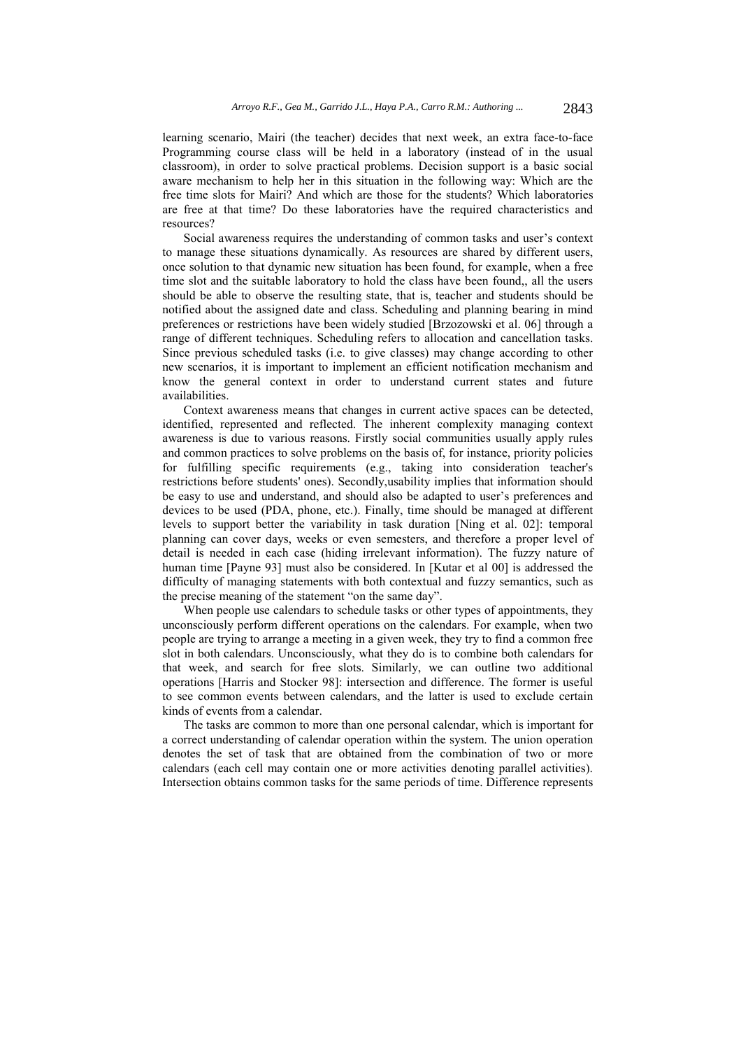learning scenario, Mairi (the teacher) decides that next week, an extra face-to-face Programming course class will be held in a laboratory (instead of in the usual classroom), in order to solve practical problems. Decision support is a basic social aware mechanism to help her in this situation in the following way: Which are the free time slots for Mairi? And which are those for the students? Which laboratories are free at that time? Do these laboratories have the required characteristics and resources?

Social awareness requires the understanding of common tasks and user's context to manage these situations dynamically. As resources are shared by different users, once solution to that dynamic new situation has been found, for example, when a free time slot and the suitable laboratory to hold the class have been found,, all the users should be able to observe the resulting state, that is, teacher and students should be notified about the assigned date and class. Scheduling and planning bearing in mind preferences or restrictions have been widely studied [Brzozowski et al. 06] through a range of different techniques. Scheduling refers to allocation and cancellation tasks. Since previous scheduled tasks (i.e. to give classes) may change according to other new scenarios, it is important to implement an efficient notification mechanism and know the general context in order to understand current states and future availabilities.

Context awareness means that changes in current active spaces can be detected, identified, represented and reflected. The inherent complexity managing context awareness is due to various reasons. Firstly social communities usually apply rules and common practices to solve problems on the basis of, for instance, priority policies for fulfilling specific requirements (e.g., taking into consideration teacher's restrictions before students' ones). Secondly,usability implies that information should be easy to use and understand, and should also be adapted to user's preferences and devices to be used (PDA, phone, etc.). Finally, time should be managed at different levels to support better the variability in task duration [Ning et al. 02]: temporal planning can cover days, weeks or even semesters, and therefore a proper level of detail is needed in each case (hiding irrelevant information). The fuzzy nature of human time [Payne 93] must also be considered. In [Kutar et al 00] is addressed the difficulty of managing statements with both contextual and fuzzy semantics, such as the precise meaning of the statement "on the same day".

When people use calendars to schedule tasks or other types of appointments, they unconsciously perform different operations on the calendars. For example, when two people are trying to arrange a meeting in a given week, they try to find a common free slot in both calendars. Unconsciously, what they do is to combine both calendars for that week, and search for free slots. Similarly, we can outline two additional operations [Harris and Stocker 98]: intersection and difference. The former is useful to see common events between calendars, and the latter is used to exclude certain kinds of events from a calendar.

The tasks are common to more than one personal calendar, which is important for a correct understanding of calendar operation within the system. The union operation denotes the set of task that are obtained from the combination of two or more calendars (each cell may contain one or more activities denoting parallel activities). Intersection obtains common tasks for the same periods of time. Difference represents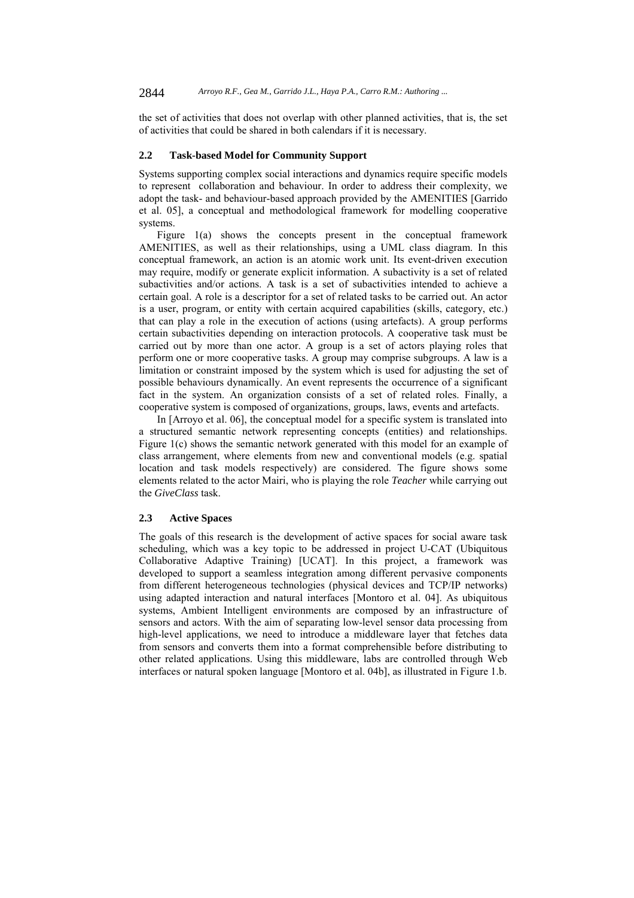the set of activities that does not overlap with other planned activities, that is, the set of activities that could be shared in both calendars if it is necessary.

### 2.2 Task-based Model for Community Support

Systems supporting complex social interactions and dynamics require specific models to represent collaboration and behaviour. In order to address their complexity, we adopt the task- and behaviour-based approach provided by the AMENITIES [Garrido et al. 05], a conceptual and methodological framework for modelling cooperative systems.

Figure 1(a) shows the concepts present in the conceptual framework AMENITIES, as well as their relationships, using a UML class diagram. In this conceptual framework, an action is an atomic work unit. Its event-driven execution may require, modify or generate explicit information. A subactivity is a set of related subactivities and/or actions. A task is a set of subactivities intended to achieve a certain goal. A role is a descriptor for a set of related tasks to be carried out. An actor is a user, program, or entity with certain acquired capabilities (skills, category, etc.) that can play a role in the execution of actions (using artefacts). A group performs certain subactivities depending on interaction protocols. A cooperative task must be carried out by more than one actor. A group is a set of actors playing roles that perform one or more cooperative tasks. A group may comprise subgroups. A law is a limitation or constraint imposed by the system which is used for adjusting the set of possible behaviours dynamically. An event represents the occurrence of a significant fact in the system. An organization consists of a set of related roles. Finally, a cooperative system is composed of organizations, groups, laws, events and artefacts.

In [Arroyo et al. 06], the conceptual model for a specific system is translated into a structured semantic network representing concepts (entities) and relationships. Figure 1(c) shows the semantic network generated with this model for an example of class arrangement, where elements from new and conventional models (e.g. spatial location and task models respectively) are considered. The figure shows some elements related to the actor Mairi, who is playing the role *Teacher* while carrying out the *GiveClass* task.

### 2.3 Active Spaces

The goals of this research is the development of active spaces for social aware task scheduling, which was a key topic to be addressed in project U-CAT (Ubiquitous Collaborative Adaptive Training) [UCAT]. In this project, a framework was developed to support a seamless integration among different pervasive components from different heterogeneous technologies (physical devices and TCP/IP networks) using adapted interaction and natural interfaces [Montoro et al. 04]. As ubiquitous systems, Ambient Intelligent environments are composed by an infrastructure of sensors and actors. With the aim of separating low-level sensor data processing from high-level applications, we need to introduce a middleware layer that fetches data from sensors and converts them into a format comprehensible before distributing to other related applications. Using this middleware, labs are controlled through Web interfaces or natural spoken language [Montoro et al. 04b], as illustrated in Figure 1.b.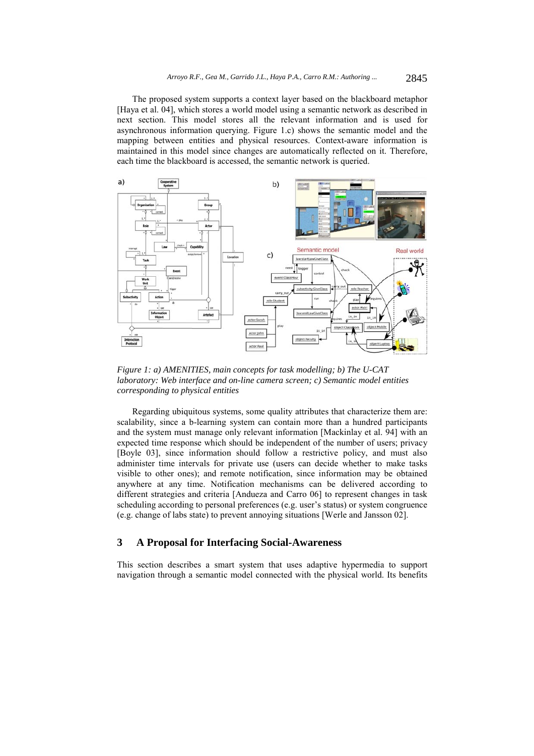The proposed system supports a context layer based on the blackboard metaphor [Haya et al. 04], which stores a world model using a semantic network as described in next section. This model stores all the relevant information and is used for asynchronous information querying. Figure 1.c) shows the semantic model and the mapping between entities and physical resources. Context-aware information is maintained in this model since changes are automatically reflected on it. Therefore, each time the blackboard is accessed, the semantic network is queried.

*Figure 1: a) AMENITIES, main concepts for task modelling; b) The U-CAT laboratory: Web interface and on-line camera screen; c) Semantic model entities corresponding to physical entities*

Regarding ubiquitous systems, some quality attributes that characterize them are: scalability, since a b-learning system can contain more than a hundred participants and the system must manage only relevant information [Mackinlay et al. 94] with an expected time response which should be independent of the number of users; privacy [Boyle 03], since information should follow a restrictive policy, and must also administer time intervals for private use (users can decide whether to make tasks visible to other ones); and remote notification, since information may be obtained anywhere at any time. Notification mechanisms can be delivered according to different strategies and criteria [Andueza and Carro 06] to represent changes in task scheduling according to personal preferences (e.g. user's status) or system congruence (e.g. change of labs state) to prevent annoying situations [Werle and Jansson 02].

## 3 A Proposal for Interfacing Social-Awareness

This section describes a smart system that uses adaptive hypermedia to support navigation through a semantic model connected with the physical world. Its benefits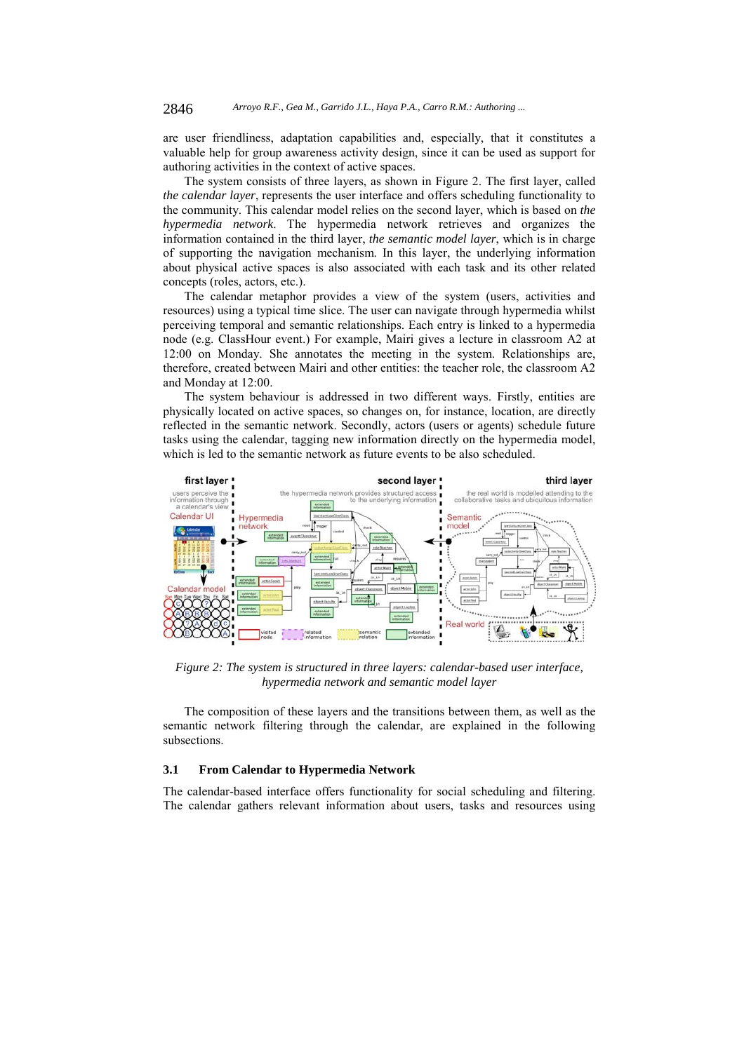are user friendliness, adaptation capabilities and, especially, that it constitutes a valuable help for group awareness activity design, since it can be used as support for authoring activities in the context of active spaces.

The system consists of three layers, as shown in Figure 2. The first layer, called *the calendar layer*, represents the user interface and offers scheduling functionality to the community. This calendar model relies on the second layer, which is based on *the hypermedia network*. The hypermedia network retrieves and organizes the information contained in the third layer, *the semantic model layer*, which is in charge of supporting the navigation mechanism. In this layer, the underlying information about physical active spaces is also associated with each task and its other related concepts (roles, actors, etc.).

The calendar metaphor provides a view of the system (users, activities and resources) using a typical time slice. The user can navigate through hypermedia whilst perceiving temporal and semantic relationships. Each entry is linked to a hypermedia node (e.g. ClassHour event.) For example, Mairi gives a lecture in classroom A2 at 12:00 on Monday. She annotates the meeting in the system. Relationships are, therefore, created between Mairi and other entities: the teacher role, the classroom A2 and Monday at 12:00.

The system behaviour is addressed in two different ways. Firstly, entities are physically located on active spaces, so changes on, for instance, location, are directly reflected in the semantic network. Secondly, actors (users or agents) schedule future tasks using the calendar, tagging new information directly on the hypermedia model, which is led to the semantic network as future events to be also scheduled.

*Figure 2: The system is structured in three layers: calendar-based user interface, hypermedia network and semantic model layer*

The composition of these layers and the transitions between them, as well as the semantic network filtering through the calendar, are explained in the following subsections.

### 3.1 From Calendar to Hypermedia Network

The calendar-based interface offers functionality for social scheduling and filtering. The calendar gathers relevant information about users, tasks and resources using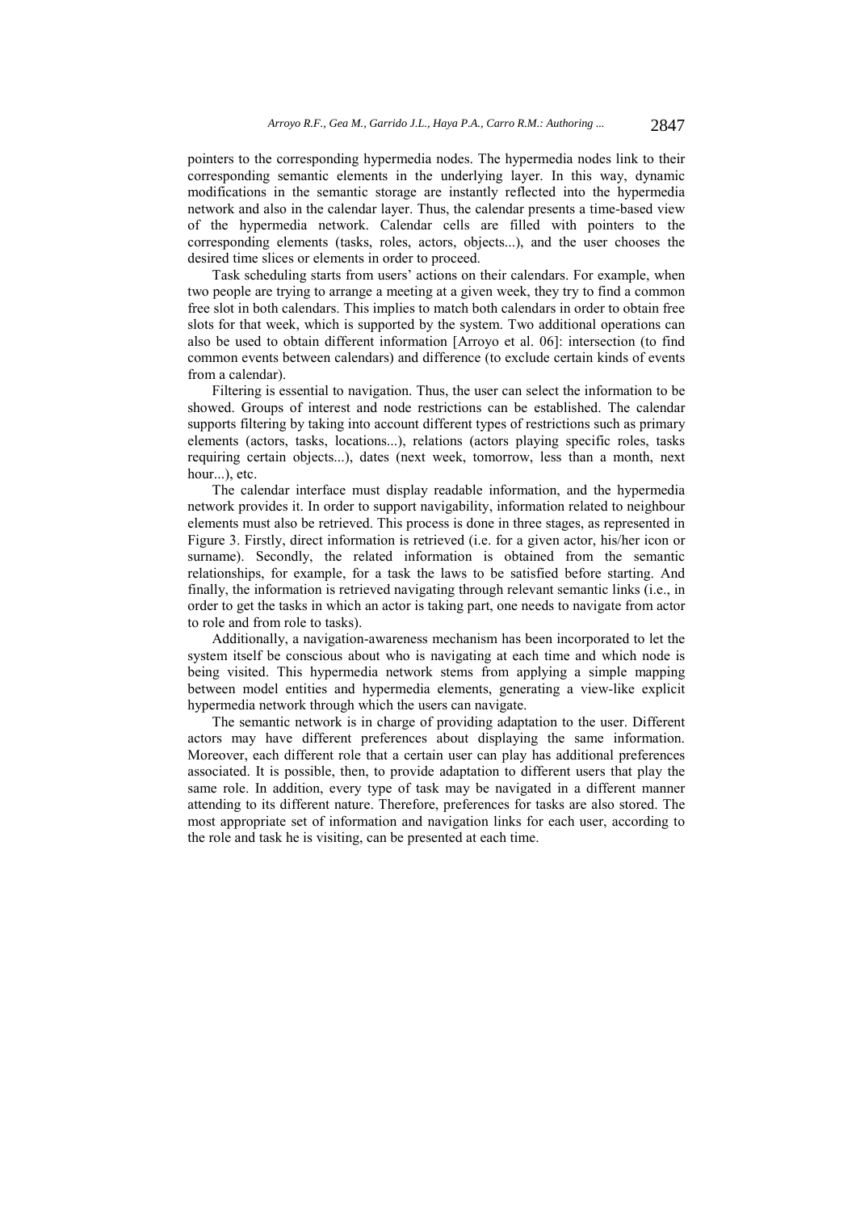pointers to the corresponding hypermedia nodes. The hypermedia nodes link to their corresponding semantic elements in the underlying layer. In this way, dynamic modifications in the semantic storage are instantly reflected into the hypermedia network and also in the calendar layer. Thus, the calendar presents a time-based view of the hypermedia network. Calendar cells are filled with pointers to the corresponding elements (tasks, roles, actors, objects...), and the user chooses the desired time slices or elements in order to proceed.

Task scheduling starts from users' actions on their calendars. For example, when two people are trying to arrange a meeting at a given week, they try to find a common free slot in both calendars. This implies to match both calendars in order to obtain free slots for that week, which is supported by the system. Two additional operations can also be used to obtain different information [Arroyo et al. 06]: intersection (to find common events between calendars) and difference (to exclude certain kinds of events from a calendar).

Filtering is essential to navigation. Thus, the user can select the information to be showed. Groups of interest and node restrictions can be established. The calendar supports filtering by taking into account different types of restrictions such as primary elements (actors, tasks, locations...), relations (actors playing specific roles, tasks requiring certain objects...), dates (next week, tomorrow, less than a month, next hour...), etc.

The calendar interface must display readable information, and the hypermedia network provides it. In order to support navigability, information related to neighbour elements must also be retrieved. This process is done in three stages, as represented in Figure 3. Firstly, direct information is retrieved (i.e. for a given actor, his/her icon or surname). Secondly, the related information is obtained from the semantic relationships, for example, for a task the laws to be satisfied before starting. And finally, the information is retrieved navigating through relevant semantic links (i.e., in order to get the tasks in which an actor is taking part, one needs to navigate from actor to role and from role to tasks).

Additionally, a navigation-awareness mechanism has been incorporated to let the system itself be conscious about who is navigating at each time and which node is being visited. This hypermedia network stems from applying a simple mapping between model entities and hypermedia elements, generating a view-like explicit hypermedia network through which the users can navigate.

The semantic network is in charge of providing adaptation to the user. Different actors may have different preferences about displaying the same information. Moreover, each different role that a certain user can play has additional preferences associated. It is possible, then, to provide adaptation to different users that play the same role. In addition, every type of task may be navigated in a different manner attending to its different nature. Therefore, preferences for tasks are also stored. The most appropriate set of information and navigation links for each user, according to the role and task he is visiting, can be presented at each time.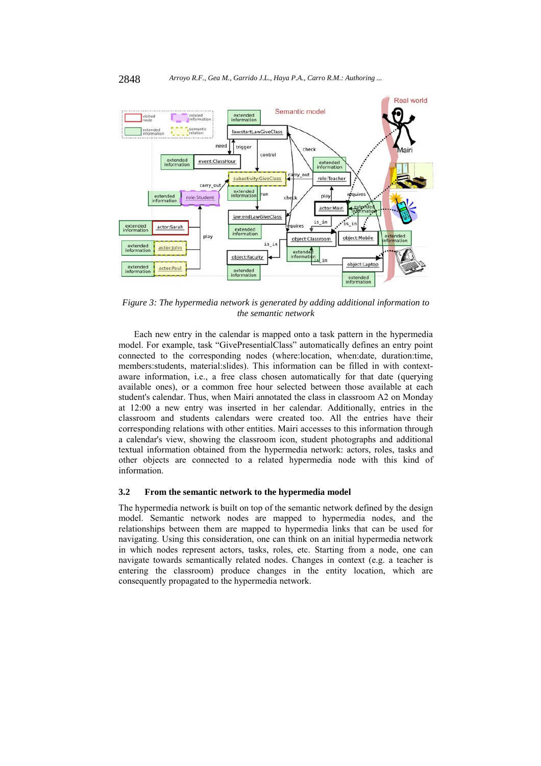*Figure 3: The hypermedia network is generated by adding additional information to the semantic network*

Each new entry in the calendar is mapped onto a task pattern in the hypermedia model. For example, task "GivePresentialClass" automatically defines an entry point connected to the corresponding nodes (where:location, when:date, duration:time, members:students, material:slides). This information can be filled in with context-aware information, i.e., a free class chosen automatically for that date (querying available ones), or a common free hour selected between those available at each student's calendar. Thus, when Mairi annotated the class in classroom A2 on Monday at 12:00 a new entry was inserted in her calendar. Additionally, entries in the classroom and students calendars were created too. All the entries have their corresponding relations with other entities. Mairi accesses to this information through a calendar's view, showing the classroom icon, student photographs and additional textual information obtained from the hypermedia network: actors, roles, tasks and other objects are connected to a related hypermedia node with this kind of information.

### 3.2 From the semantic network to the hypermedia model

The hypermedia network is built on top of the semantic network defined by the design model. Semantic network nodes are mapped to hypermedia nodes, and the relationships between them are mapped to hypermedia links that can be used for navigating. Using this consideration, one can think on an initial hypermedia network in which nodes represent actors, tasks, roles, etc. Starting from a node, one can navigate towards semantically related nodes. Changes in context (e.g. a teacher is entering the classroom) produce changes in the entity location, which are consequently propagated to the hypermedia network.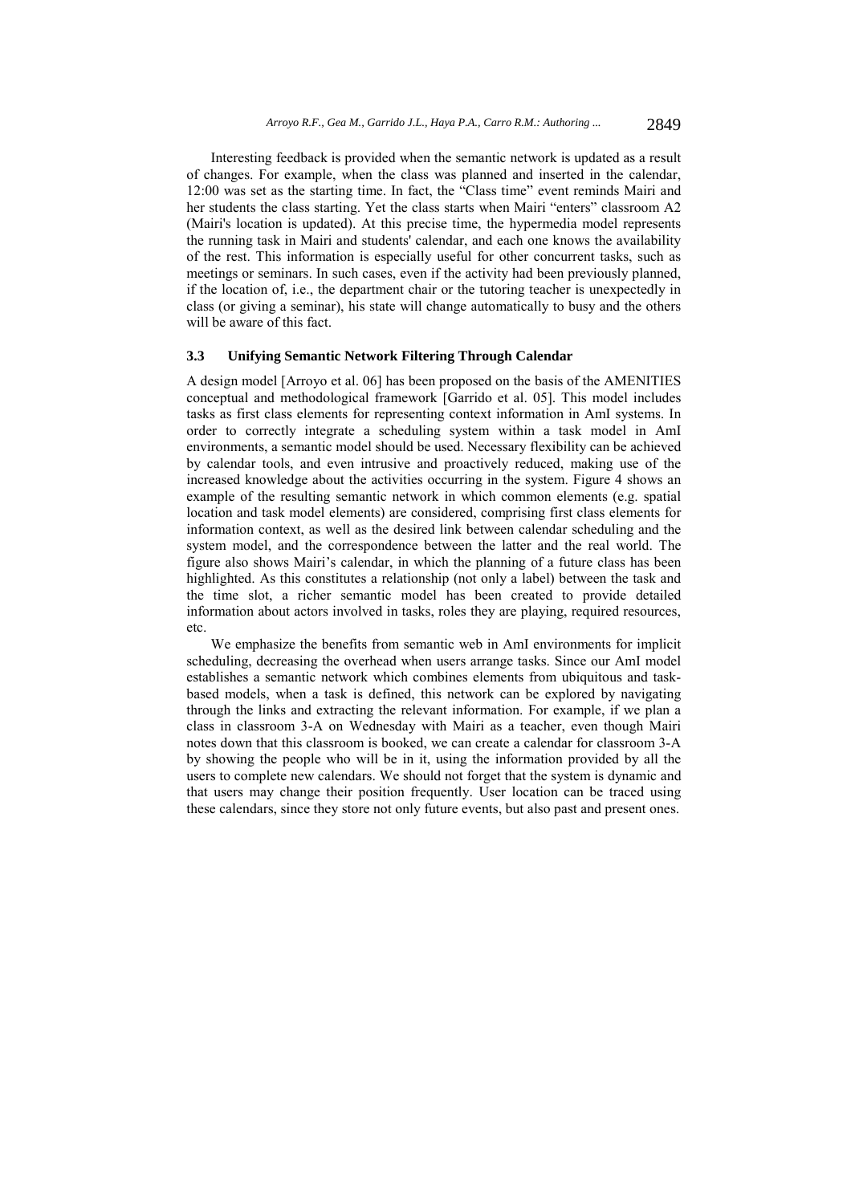Interesting feedback is provided when the semantic network is updated as a result of changes. For example, when the class was planned and inserted in the calendar, 12:00 was set as the starting time. In fact, the "Class time" event reminds Mairi and her students the class starting. Yet the class starts when Mairi "enters" classroom A2 (Mairi's location is updated). At this precise time, the hypermedia model represents the running task in Mairi and students' calendar, and each one knows the availability of the rest. This information is especially useful for other concurrent tasks, such as meetings or seminars. In such cases, even if the activity had been previously planned, if the location of, i.e., the department chair or the tutoring teacher is unexpectedly in class (or giving a seminar), his state will change automatically to busy and the others will be aware of this fact.

### 3.3 Unifying Semantic Network Filtering Through Calendar

A design model [Arroyo et al. 06] has been proposed on the basis of the AMENITIES conceptual and methodological framework [Garrido et al. 05]. This model includes tasks as first class elements for representing context information in AmI systems. In order to correctly integrate a scheduling system within a task model in AmI environments, a semantic model should be used. Necessary flexibility can be achieved by calendar tools, and even intrusive and proactively reduced, making use of the increased knowledge about the activities occurring in the system. Figure 4 shows an example of the resulting semantic network in which common elements (e.g. spatial location and task model elements) are considered, comprising first class elements for information context, as well as the desired link between calendar scheduling and the system model, and the correspondence between the latter and the real world. The figure also shows Mairi's calendar, in which the planning of a future class has been highlighted. As this constitutes a relationship (not only a label) between the task and the time slot, a richer semantic model has been created to provide detailed information about actors involved in tasks, roles they are playing, required resources, etc.

We emphasize the benefits from semantic web in AmI environments for implicit scheduling, decreasing the overhead when users arrange tasks. Since our AmI model establishes a semantic network which combines elements from ubiquitous and task-based models, when a task is defined, this network can be explored by navigating through the links and extracting the relevant information. For example, if we plan a class in classroom 3-A on Wednesday with Mairi as a teacher, even though Mairi notes down that this classroom is booked, we can create a calendar for classroom 3-A by showing the people who will be in it, using the information provided by all the users to complete new calendars. We should not forget that the system is dynamic and that users may change their position frequently. User location can be traced using these calendars, since they store not only future events, but also past and present ones.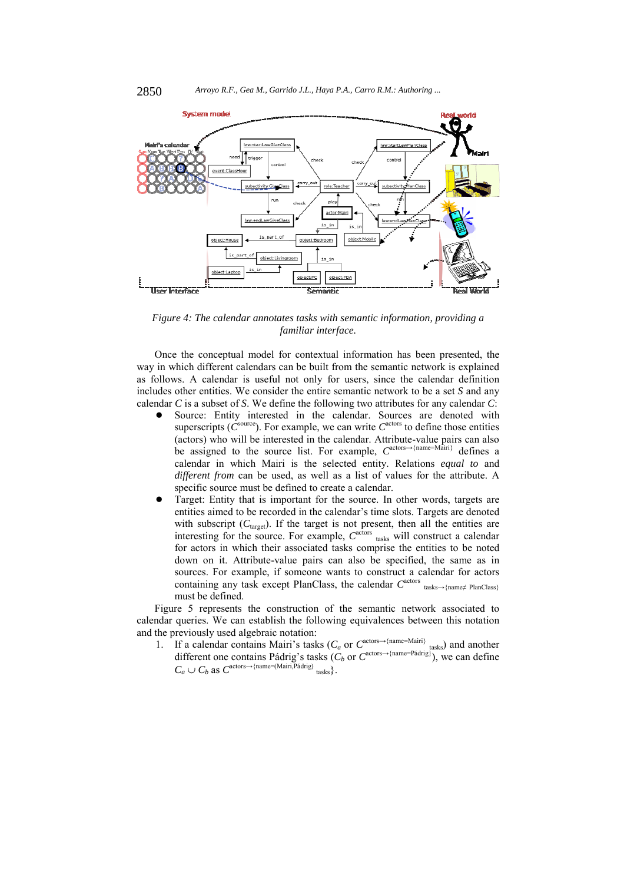*Figure 4: The calendar annotates tasks with semantic information, providing a familiar interface.*

Once the conceptual model for contextual information has been presented, the way in which different calendars can be built from the semantic network is explained as follows. A calendar is useful not only for users, since the calendar definition includes other entities. We consider the entire semantic network to be a set *S* and any calendar *C* is a subset of *S*. We define the following two attributes for any calendar *C*:

- Source: Entity interested in the calendar. Sources are denoted with superscripts ($C^{source}$). For example, we can write $C^{actors}$ to define those entities (actors) who will be interested in the calendar. Attribute-value pairs can also be assigned to the source list. For example, $C^{actors \rightarrow \{name=Mairi\}}$ defines a calendar in which Mairi is the selected entity. Relations *equal to* and *different from* can be used, as well as a list of values for the attribute. A specific source must be defined to create a calendar.
- Target: Entity that is important for the source. In other words, targets are entities aimed to be recorded in the calendar's time slots. Targets are denoted with subscript ($C_{target}$). If the target is not present, then all the entities are interesting for the source. For example, $C^{actors}_{\ tasks}$ will construct a calendar for actors in which their associated tasks comprise the entities to be noted down on it. Attribute-value pairs can also be specified, the same as in sources. For example, if someone wants to construct a calendar for actors containing any task except PlanClass, the calendar $C^{actors}_{\ tasks \rightarrow \{name \neq PlanClass\}}$ must be defined.

Figure 5 represents the construction of the semantic network associated to calendar queries. We can establish the following equivalences between this notation and the previously used algebraic notation:

1. If a calendar contains Mairi's tasks ($C_a$ or $C^{actors \rightarrow \{name=Mairi\}}_{\ tasks}$) and another different one contains Pádrig's tasks ($C_b$ or $C^{actors \rightarrow \{name=Pádrig\}}$), we can define $C_a \cup C_b$ as $C^{actors \rightarrow \{name=(Mairi,Pádrig)}_{\ tasks}\}$.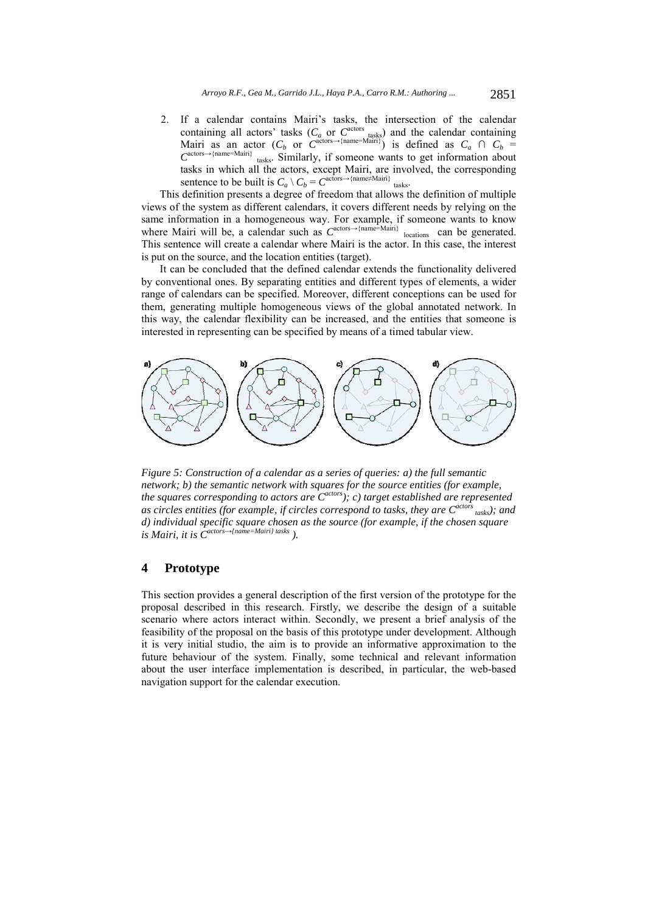2. If a calendar contains Mairi's tasks, the intersection of the calendar containing all actors' tasks ($C_a$ or $C^{\text{actors}}_{\text{tasks}}$) and the calendar containing Mairi as an actor ($C_b$ or $C^{\text{actors}\rightarrow\{\text{name=Mairi}\}}$) is defined as $C_a \cap C_b = C^{\text{actors}\rightarrow\{\text{name=Mairi}\}}_{\text{tasks}}$. Similarly, if someone wants to get information about tasks in which all the actors, except Mairi, are involved, the corresponding sentence to be built is $C_a \setminus C_b = C^{\text{actors}\rightarrow\{\text{name}\neq\text{Mairi}\}}_{\text{tasks}}$.

This definition presents a degree of freedom that allows the definition of multiple views of the system as different calendars, it covers different needs by relying on the same information in a homogeneous way. For example, if someone wants to know where Mairi will be, a calendar such as $C^{\text{actors}\rightarrow\{\text{name=Mairi}\}}_{\text{locations}}$ can be generated. This sentence will create a calendar where Mairi is the actor. In this case, the interest is put on the source, and the location entities (target).

It can be concluded that the defined calendar extends the functionality delivered by conventional ones. By separating entities and different types of elements, a wider range of calendars can be specified. Moreover, different conceptions can be used for them, generating multiple homogeneous views of the global annotated network. In this way, the calendar flexibility can be increased, and the entities that someone is interested in representing can be specified by means of a timed tabular view.

*Figure 5: Construction of a calendar as a series of queries: a) the full semantic network; b) the semantic network with squares for the source entities (for example, the squares corresponding to actors are $C^{actors}$); c) target established are represented as circles entities (for example, if circles correspond to tasks, they are $C^{actors}_{tasks}$); and d) individual specific square chosen as the source (for example, if the chosen square is Mairi, it is $C^{actors\rightarrow\{name=Mairi\}\ tasks}$ ).*

## 4 Prototype

This section provides a general description of the first version of the prototype for the proposal described in this research. Firstly, we describe the design of a suitable scenario where actors interact within. Secondly, we present a brief analysis of the feasibility of the proposal on the basis of this prototype under development. Although it is very initial studio, the aim is to provide an informative approximation to the future behaviour of the system. Finally, some technical and relevant information about the user interface implementation is described, in particular, the web-based navigation support for the calendar execution.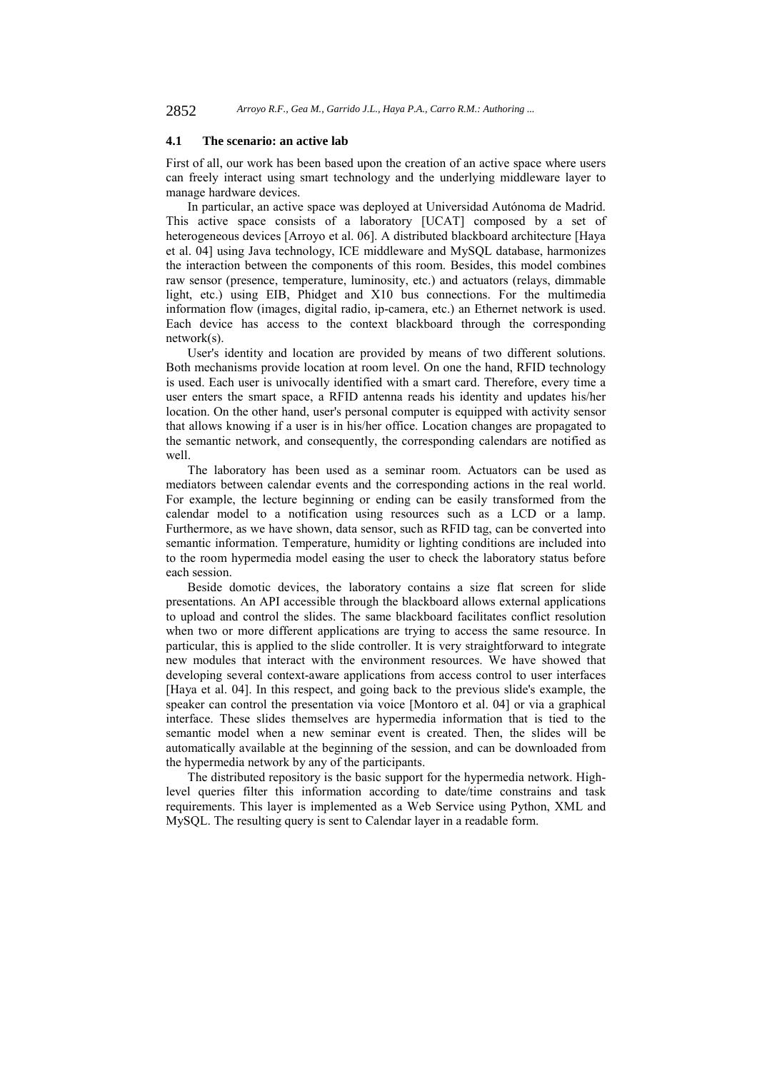### 4.1 The scenario: an active lab

First of all, our work has been based upon the creation of an active space where users can freely interact using smart technology and the underlying middleware layer to manage hardware devices.

In particular, an active space was deployed at Universidad Autónoma de Madrid. This active space consists of a laboratory [UCAT] composed by a set of heterogeneous devices [Arroyo et al. 06]. A distributed blackboard architecture [Haya et al. 04] using Java technology, ICE middleware and MySQL database, harmonizes the interaction between the components of this room. Besides, this model combines raw sensor (presence, temperature, luminosity, etc.) and actuators (relays, dimmable light, etc.) using EIB, Phidget and X10 bus connections. For the multimedia information flow (images, digital radio, ip-camera, etc.) an Ethernet network is used. Each device has access to the context blackboard through the corresponding network(s).

User's identity and location are provided by means of two different solutions. Both mechanisms provide location at room level. On one the hand, RFID technology is used. Each user is univocally identified with a smart card. Therefore, every time a user enters the smart space, a RFID antenna reads his identity and updates his/her location. On the other hand, user's personal computer is equipped with activity sensor that allows knowing if a user is in his/her office. Location changes are propagated to the semantic network, and consequently, the corresponding calendars are notified as well.

The laboratory has been used as a seminar room. Actuators can be used as mediators between calendar events and the corresponding actions in the real world. For example, the lecture beginning or ending can be easily transformed from the calendar model to a notification using resources such as a LCD or a lamp. Furthermore, as we have shown, data sensor, such as RFID tag, can be converted into semantic information. Temperature, humidity or lighting conditions are included into to the room hypermedia model easing the user to check the laboratory status before each session.

Beside domotic devices, the laboratory contains a size flat screen for slide presentations. An API accessible through the blackboard allows external applications to upload and control the slides. The same blackboard facilitates conflict resolution when two or more different applications are trying to access the same resource. In particular, this is applied to the slide controller. It is very straightforward to integrate new modules that interact with the environment resources. We have showed that developing several context-aware applications from access control to user interfaces [Haya et al. 04]. In this respect, and going back to the previous slide's example, the speaker can control the presentation via voice [Montoro et al. 04] or via a graphical interface. These slides themselves are hypermedia information that is tied to the semantic model when a new seminar event is created. Then, the slides will be automatically available at the beginning of the session, and can be downloaded from the hypermedia network by any of the participants.

The distributed repository is the basic support for the hypermedia network. High-level queries filter this information according to date/time constrains and task requirements. This layer is implemented as a Web Service using Python, XML and MySQL. The resulting query is sent to Calendar layer in a readable form.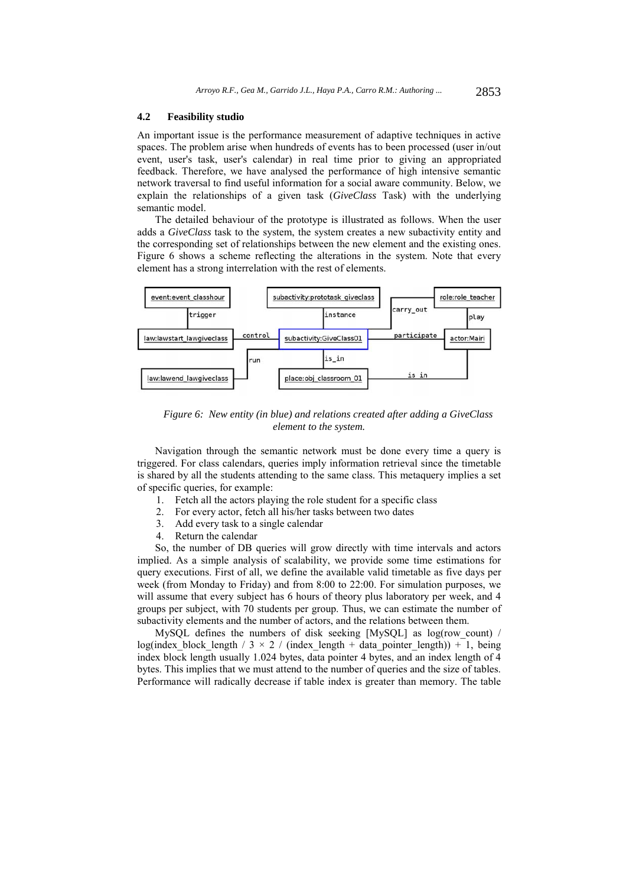### 4.2 Feasibility studio

An important issue is the performance measurement of adaptive techniques in active spaces. The problem arise when hundreds of events has to been processed (user in/out event, user's task, user's calendar) in real time prior to giving an appropriated feedback. Therefore, we have analysed the performance of high intensive semantic network traversal to find useful information for a social aware community. Below, we explain the relationships of a given task (*GiveClass* Task) with the underlying semantic model.

The detailed behaviour of the prototype is illustrated as follows. When the user adds a *GiveClass* task to the system, the system creates a new subactivity entity and the corresponding set of relationships between the new element and the existing ones. Figure 6 shows a scheme reflecting the alterations in the system. Note that every element has a strong interrelation with the rest of elements.

*Figure 6: New entity (in blue) and relations created after adding a GiveClass element to the system.*

Navigation through the semantic network must be done every time a query is triggered. For class calendars, queries imply information retrieval since the timetable is shared by all the students attending to the same class. This metaquery implies a set of specific queries, for example:

1. Fetch all the actors playing the role student for a specific class
2. For every actor, fetch all his/her tasks between two dates
3. Add every task to a single calendar
4. Return the calendar

So, the number of DB queries will grow directly with time intervals and actors implied. As a simple analysis of scalability, we provide some time estimations for query executions. First of all, we define the available valid timetable as five days per week (from Monday to Friday) and from 8:00 to 22:00. For simulation purposes, we will assume that every subject has 6 hours of theory plus laboratory per week, and 4 groups per subject, with 70 students per group. Thus, we can estimate the number of subactivity elements and the number of actors, and the relations between them.

MySQL defines the numbers of disk seeking [MySQL] as log(row_count) / log(index_block_length / 3 × 2 / (index_length + data_pointer_length)) + 1, being index block length usually 1.024 bytes, data pointer 4 bytes, and an index length of 4 bytes. This implies that we must attend to the number of queries and the size of tables. Performance will radically decrease if table index is greater than memory. The table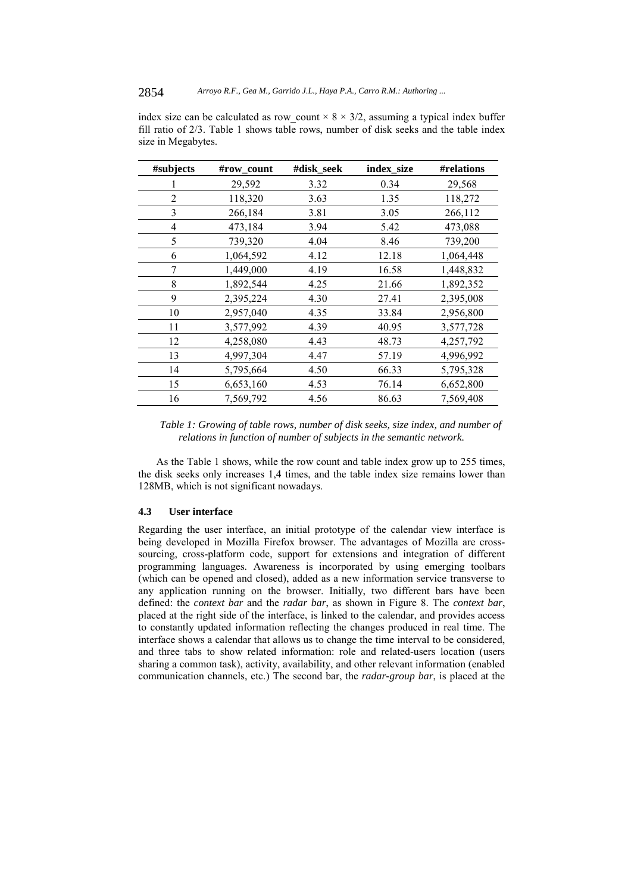index size can be calculated as row_count × 8 × 3/2, assuming a typical index buffer fill ratio of 2/3. Table 1 shows table rows, number of disk seeks and the table index size in Megabytes.

| #subjects | #row_count | #disk_seek | index_size | #relations |
|---|---|---|---|---|
| 1 | 29,592 | 3.32 | 0.34 | 29,568 |
| 2 | 118,320 | 3.63 | 1.35 | 118,272 |
| 3 | 266,184 | 3.81 | 3.05 | 266,112 |
| 4 | 473,184 | 3.94 | 5.42 | 473,088 |
| 5 | 739,320 | 4.04 | 8.46 | 739,200 |
| 6 | 1,064,592 | 4.12 | 12.18 | 1,064,448 |
| 7 | 1,449,000 | 4.19 | 16.58 | 1,448,832 |
| 8 | 1,892,544 | 4.25 | 21.66 | 1,892,352 |
| 9 | 2,395,224 | 4.30 | 27.41 | 2,395,008 |
| 10 | 2,957,040 | 4.35 | 33.84 | 2,956,800 |
| 11 | 3,577,992 | 4.39 | 40.95 | 3,577,728 |
| 12 | 4,258,080 | 4.43 | 48.73 | 4,257,792 |
| 13 | 4,997,304 | 4.47 | 57.19 | 4,996,992 |
| 14 | 5,795,664 | 4.50 | 66.33 | 5,795,328 |
| 15 | 6,653,160 | 4.53 | 76.14 | 6,652,800 |
| 16 | 7,569,792 | 4.56 | 86.63 | 7,569,408 |

*Table 1: Growing of table rows, number of disk seeks, size index, and number of relations in function of number of subjects in the semantic network.*

As the Table 1 shows, while the row count and table index grow up to 255 times, the disk seeks only increases 1,4 times, and the table index size remains lower than 128MB, which is not significant nowadays.

### 4.3 User interface

Regarding the user interface, an initial prototype of the calendar view interface is being developed in Mozilla Firefox browser. The advantages of Mozilla are cross-sourcing, cross-platform code, support for extensions and integration of different programming languages. Awareness is incorporated by using emerging toolbars (which can be opened and closed), added as a new information service transverse to any application running on the browser. Initially, two different bars have been defined: the *context bar* and the *radar bar*, as shown in Figure 8. The *context bar*, placed at the right side of the interface, is linked to the calendar, and provides access to constantly updated information reflecting the changes produced in real time. The interface shows a calendar that allows us to change the time interval to be considered, and three tabs to show related information: role and related-users location (users sharing a common task), activity, availability, and other relevant information (enabled communication channels, etc.) The second bar, the *radar-group bar*, is placed at the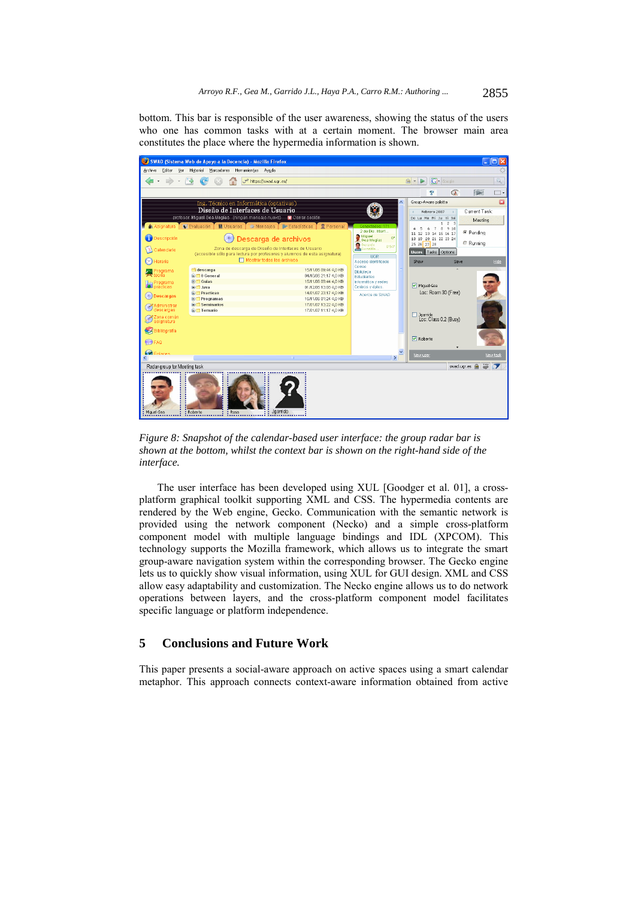bottom. This bar is responsible of the user awareness, showing the status of the users who one has common tasks with at a certain moment. The browser main area constitutes the place where the hypermedia information is shown.

*Figure 8: Snapshot of the calendar-based user interface: the group radar bar is shown at the bottom, whilst the context bar is shown on the right-hand side of the interface.*

The user interface has been developed using XUL [Goodger et al. 01], a cross-platform graphical toolkit supporting XML and CSS. The hypermedia contents are rendered by the Web engine, Gecko. Communication with the semantic network is provided using the network component (Necko) and a simple cross-platform component model with multiple language bindings and IDL (XPCOM). This technology supports the Mozilla framework, which allows us to integrate the smart group-aware navigation system within the corresponding browser. The Gecko engine lets us to quickly show visual information, using XUL for GUI design. XML and CSS allow easy adaptability and customization. The Necko engine allows us to do network operations between layers, and the cross-platform component model facilitates specific language or platform independence.

## 5 Conclusions and Future Work

This paper presents a social-aware approach on active spaces using a smart calendar metaphor. This approach connects context-aware information obtained from active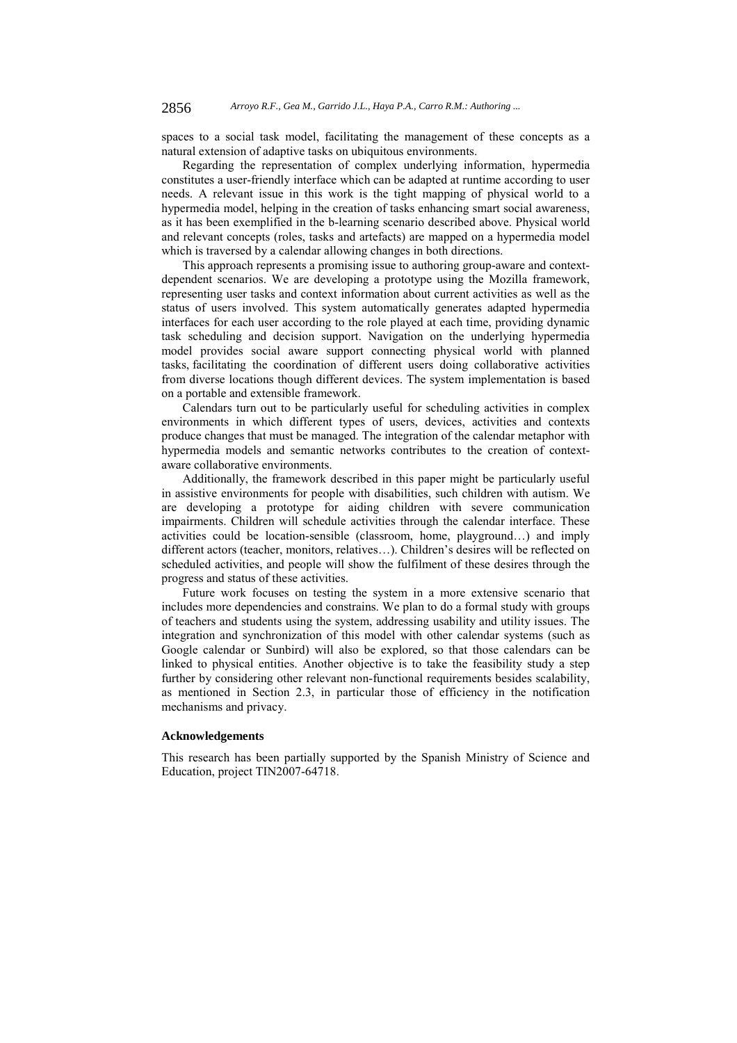spaces to a social task model, facilitating the management of these concepts as a natural extension of adaptive tasks on ubiquitous environments.

Regarding the representation of complex underlying information, hypermedia constitutes a user-friendly interface which can be adapted at runtime according to user needs. A relevant issue in this work is the tight mapping of physical world to a hypermedia model, helping in the creation of tasks enhancing smart social awareness, as it has been exemplified in the b-learning scenario described above. Physical world and relevant concepts (roles, tasks and artefacts) are mapped on a hypermedia model which is traversed by a calendar allowing changes in both directions.

This approach represents a promising issue to authoring group-aware and context-dependent scenarios. We are developing a prototype using the Mozilla framework, representing user tasks and context information about current activities as well as the status of users involved. This system automatically generates adapted hypermedia interfaces for each user according to the role played at each time, providing dynamic task scheduling and decision support. Navigation on the underlying hypermedia model provides social aware support connecting physical world with planned tasks, facilitating the coordination of different users doing collaborative activities from diverse locations though different devices. The system implementation is based on a portable and extensible framework.

Calendars turn out to be particularly useful for scheduling activities in complex environments in which different types of users, devices, activities and contexts produce changes that must be managed. The integration of the calendar metaphor with hypermedia models and semantic networks contributes to the creation of context-aware collaborative environments.

Additionally, the framework described in this paper might be particularly useful in assistive environments for people with disabilities, such children with autism. We are developing a prototype for aiding children with severe communication impairments. Children will schedule activities through the calendar interface. These activities could be location-sensible (classroom, home, playground…) and imply different actors (teacher, monitors, relatives…). Children's desires will be reflected on scheduled activities, and people will show the fulfilment of these desires through the progress and status of these activities.

Future work focuses on testing the system in a more extensive scenario that includes more dependencies and constrains. We plan to do a formal study with groups of teachers and students using the system, addressing usability and utility issues. The integration and synchronization of this model with other calendar systems (such as Google calendar or Sunbird) will also be explored, so that those calendars can be linked to physical entities. Another objective is to take the feasibility study a step further by considering other relevant non-functional requirements besides scalability, as mentioned in Section 2.3, in particular those of efficiency in the notification mechanisms and privacy.

### Acknowledgements

This research has been partially supported by the Spanish Ministry of Science and Education, project TIN2007-64718.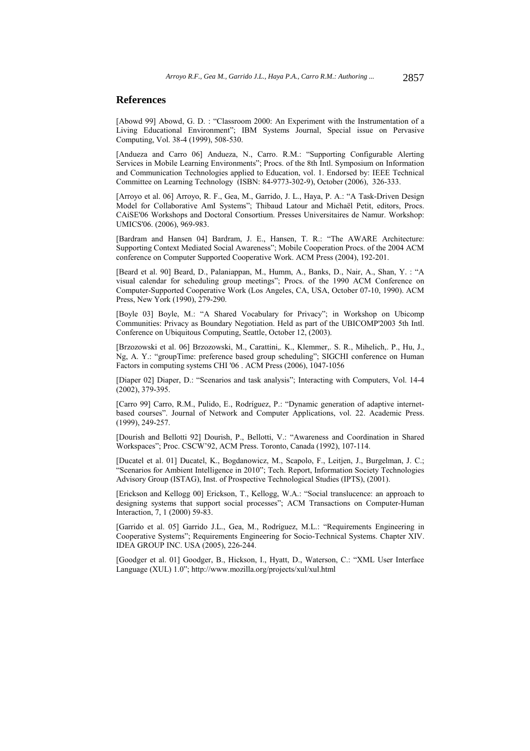## References

[Abowd 99] Abowd, G. D. : "Classroom 2000: An Experiment with the Instrumentation of a Living Educational Environment"; IBM Systems Journal, Special issue on Pervasive Computing, Vol. 38-4 (1999), 508-530.

[Andueza and Carro 06] Andueza, N., Carro. R.M.: "Supporting Configurable Alerting Services in Mobile Learning Environments"; Procs. of the 8th Intl. Symposium on Information and Communication Technologies applied to Education, vol. 1. Endorsed by: IEEE Technical Committee on Learning Technology (ISBN: 84-9773-302-9), October (2006), 326-333.

[Arroyo et al. 06] Arroyo, R. F., Gea, M., Garrido, J. L., Haya, P. A.: "A Task-Driven Design Model for Collaborative AmI Systems"; Thibaud Latour and Michaël Petit, editors, Procs. CAiSE'06 Workshops and Doctoral Consortium. Presses Universitaires de Namur. Workshop: UMICS'06. (2006), 969-983.

[Bardram and Hansen 04] Bardram, J. E., Hansen, T. R.: "The AWARE Architecture: Supporting Context Mediated Social Awareness"; Mobile Cooperation Procs. of the 2004 ACM conference on Computer Supported Cooperative Work. ACM Press (2004), 192-201.

[Beard et al. 90] Beard, D., Palaniappan, M., Humm, A., Banks, D., Nair, A., Shan, Y. : "A visual calendar for scheduling group meetings"; Procs. of the 1990 ACM Conference on Computer-Supported Cooperative Work (Los Angeles, CA, USA, October 07-10, 1990). ACM Press, New York (1990), 279-290.

[Boyle 03] Boyle, M.: "A Shared Vocabulary for Privacy"; in Workshop on Ubicomp Communities: Privacy as Boundary Negotiation. Held as part of the UBICOMP'2003 5th Intl. Conference on Ubiquitous Computing, Seattle, October 12, (2003).

[Brzozowski et al. 06] Brzozowski, M., Carattini,. K., Klemmer,. S. R., Mihelich,. P., Hu, J., Ng, A. Y.: "groupTime: preference based group scheduling"; SIGCHI conference on Human Factors in computing systems CHI '06 . ACM Press (2006), 1047-1056

[Diaper 02] Diaper, D.: "Scenarios and task analysis"; Interacting with Computers, Vol. 14-4 (2002), 379-395.

[Carro 99] Carro, R.M., Pulido, E., Rodríguez, P.: "Dynamic generation of adaptive internet-based courses". Journal of Network and Computer Applications, vol. 22. Academic Press. (1999), 249-257.

[Dourish and Bellotti 92] Dourish, P., Bellotti, V.: "Awareness and Coordination in Shared Workspaces"; Proc. CSCW'92, ACM Press. Toronto, Canada (1992), 107-114.

[Ducatel et al. 01] Ducatel, K., Bogdanowicz, M., Scapolo, F., Leitjen, J., Burgelman, J. C.; "Scenarios for Ambient Intelligence in 2010"; Tech. Report, Information Society Technologies Advisory Group (ISTAG), Inst. of Prospective Technological Studies (IPTS), (2001).

[Erickson and Kellogg 00] Erickson, T., Kellogg, W.A.: "Social translucence: an approach to designing systems that support social processes"; ACM Transactions on Computer-Human Interaction, 7, 1 (2000) 59-83.

[Garrido et al. 05] Garrido J.L., Gea, M., Rodríguez, M.L.: "Requirements Engineering in Cooperative Systems"; Requirements Engineering for Socio-Technical Systems. Chapter XIV. IDEA GROUP INC. USA (2005), 226-244.

[Goodger et al. 01] Goodger, B., Hickson, I., Hyatt, D., Waterson, C.: "XML User Interface Language (XUL) 1.0"; http://www.mozilla.org/projects/xul/xul.html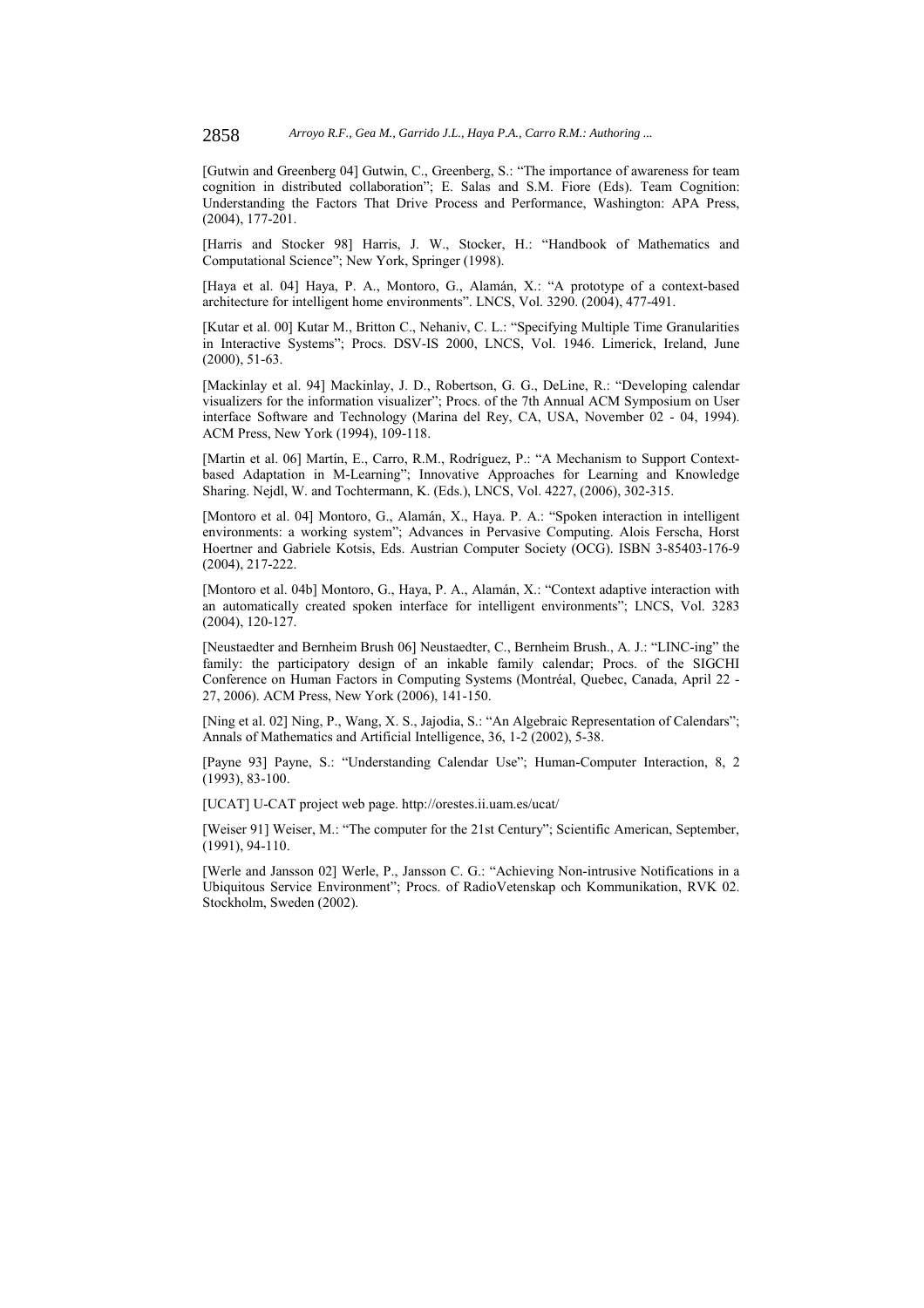[Gutwin and Greenberg 04] Gutwin, C., Greenberg, S.: "The importance of awareness for team cognition in distributed collaboration"; E. Salas and S.M. Fiore (Eds). Team Cognition: Understanding the Factors That Drive Process and Performance, Washington: APA Press, (2004), 177-201.

[Harris and Stocker 98] Harris, J. W., Stocker, H.: "Handbook of Mathematics and Computational Science"; New York, Springer (1998).

[Haya et al. 04] Haya, P. A., Montoro, G., Alamán, X.: "A prototype of a context-based architecture for intelligent home environments". LNCS, Vol. 3290. (2004), 477-491.

[Kutar et al. 00] Kutar M., Britton C., Nehaniv, C. L.: "Specifying Multiple Time Granularities in Interactive Systems"; Procs. DSV-IS 2000, LNCS, Vol. 1946. Limerick, Ireland, June (2000), 51-63.

[Mackinlay et al. 94] Mackinlay, J. D., Robertson, G. G., DeLine, R.: "Developing calendar visualizers for the information visualizer"; Procs. of the 7th Annual ACM Symposium on User interface Software and Technology (Marina del Rey, CA, USA, November 02 - 04, 1994). ACM Press, New York (1994), 109-118.

[Martin et al. 06] Martín, E., Carro, R.M., Rodríguez, P.: "A Mechanism to Support Context-based Adaptation in M-Learning"; Innovative Approaches for Learning and Knowledge Sharing. Nejdl, W. and Tochtermann, K. (Eds.), LNCS, Vol. 4227, (2006), 302-315.

[Montoro et al. 04] Montoro, G., Alamán, X., Haya. P. A.: "Spoken interaction in intelligent environments: a working system"; Advances in Pervasive Computing. Alois Ferscha, Horst Hoertner and Gabriele Kotsis, Eds. Austrian Computer Society (OCG). ISBN 3-85403-176-9 (2004), 217-222.

[Montoro et al. 04b] Montoro, G., Haya, P. A., Alamán, X.: "Context adaptive interaction with an automatically created spoken interface for intelligent environments"; LNCS, Vol. 3283 (2004), 120-127.

[Neustaedter and Bernheim Brush 06] Neustaedter, C., Bernheim Brush., A. J.: "LINC-ing" the family: the participatory design of an inkable family calendar; Procs. of the SIGCHI Conference on Human Factors in Computing Systems (Montréal, Quebec, Canada, April 22 - 27, 2006). ACM Press, New York (2006), 141-150.

[Ning et al. 02] Ning, P., Wang, X. S., Jajodia, S.: "An Algebraic Representation of Calendars"; Annals of Mathematics and Artificial Intelligence, 36, 1-2 (2002), 5-38.

[Payne 93] Payne, S.: "Understanding Calendar Use"; Human-Computer Interaction, 8, 2 (1993), 83-100.

[UCAT] U-CAT project web page. http://orestes.ii.uam.es/ucat/

[Weiser 91] Weiser, M.: "The computer for the 21st Century"; Scientific American, September, (1991), 94-110.

[Werle and Jansson 02] Werle, P., Jansson C. G.: "Achieving Non-intrusive Notifications in a Ubiquitous Service Environment"; Procs. of RadioVetenskap och Kommunikation, RVK 02. Stockholm, Sweden (2002).